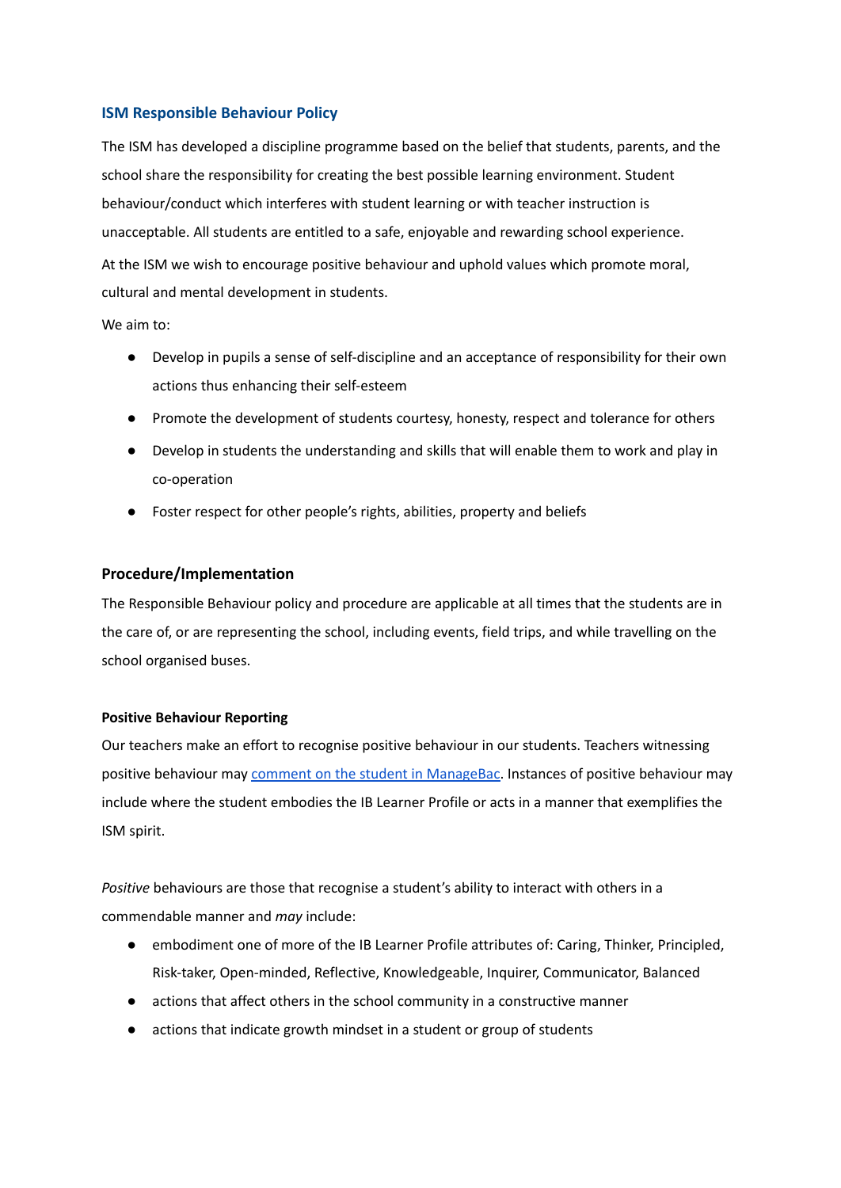## ISM Responsible Behaviour Policy

The ISM has developed a discipline programme based on the belief that students, parents, and the school share the responsibility for creating the best possible learning environment. Student behaviour/conduct which interferes with student learning or with teacher instruction is unacceptable. All students are entitled to a safe, enjoyable and rewarding school experience.

At the ISM we wish to encourage positive behaviour and uphold values which promote moral, cultural and mental development in students.

We aim to:

- Develop in pupils a sense of self-discipline and an acceptance of responsibility for their own actions thus enhancing their self-esteem
- Promote the development of students courtesy, honesty, respect and tolerance for others
- Develop in students the understanding and skills that will enable them to work and play in co-operation
- Foster respect for other people's rights, abilities, property and beliefs

### Procedure/Implementation

The Responsible Behaviour policy and procedure are applicable at all times that the students are in the care of, or are representing the school, including events, field trips, and while travelling on the school organised buses.

#### Positive Behaviour Reporting

Our teachers make an effort to recognise positive behaviour in our students. Teachers witnessing positive behaviour may comment on the student in ManageBac. Instances of positive behaviour may include where the student embodies the IB Learner Profile or acts in a manner that exemplifies the ISM spirit.

*Positive* behaviours are those that recognise a student's ability to interact with others in a commendable manner and *may* include:

- embodiment one of more of the IB Learner Profile attributes of: Caring, Thinker, Principled, Risk-taker, Open-minded, Reflective, Knowledgeable, Inquirer, Communicator, Balanced
- actions that affect others in the school community in a constructive manner
- actions that indicate growth mindset in a student or group of students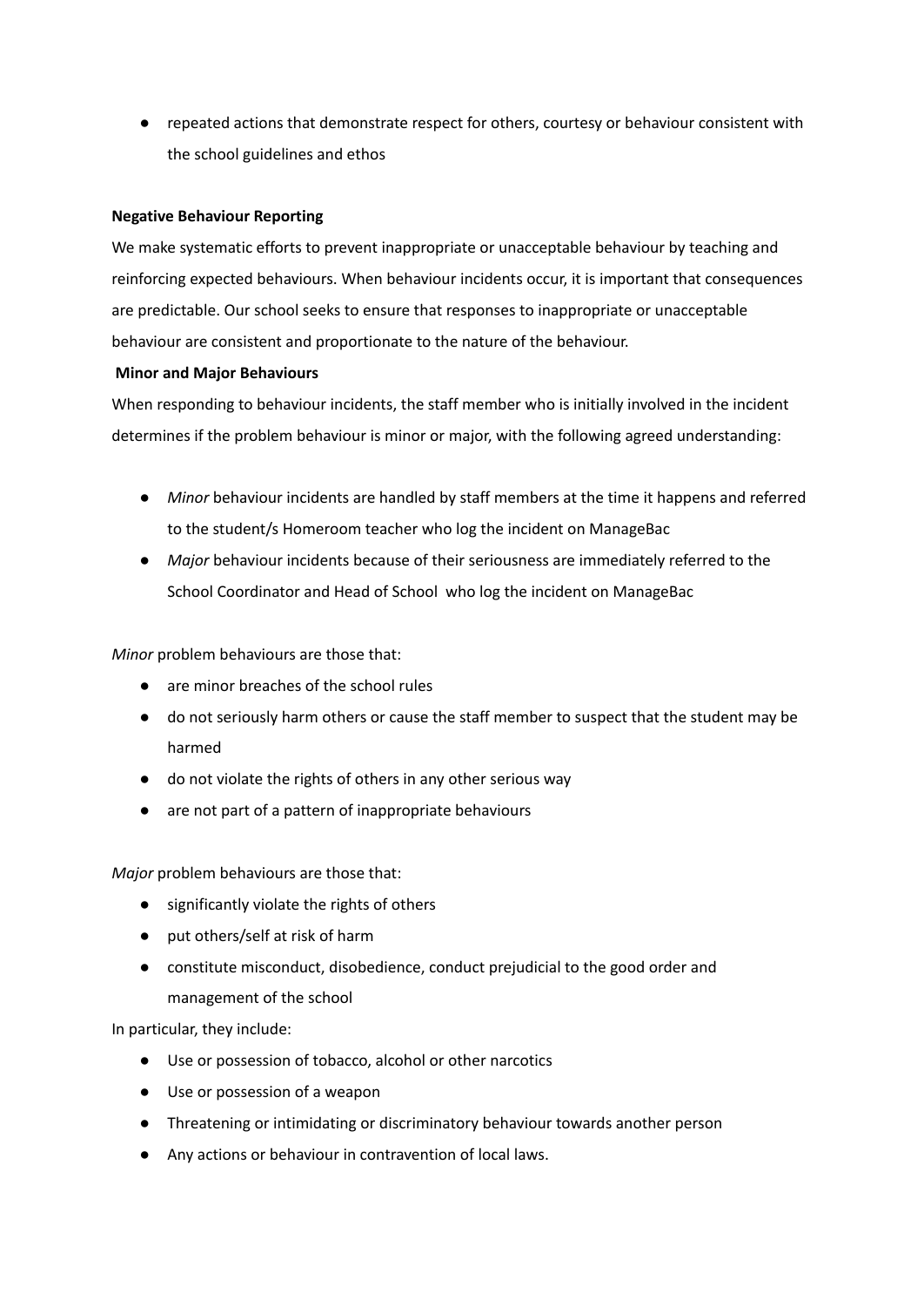- repeated actions that demonstrate respect for others, courtesy or behaviour consistent with the school guidelines and ethos

**Negative Behaviour Reporting**

We make systematic efforts to prevent inappropriate or unacceptable behaviour by teaching and reinforcing expected behaviours. When behaviour incidents occur, it is important that consequences are predictable. Our school seeks to ensure that responses to inappropriate or unacceptable behaviour are consistent and proportionate to the nature of the behaviour.

**Minor and Major Behaviours**

When responding to behaviour incidents, the staff member who is initially involved in the incident determines if the problem behaviour is minor or major, with the following agreed understanding:

- *Minor* behaviour incidents are handled by staff members at the time it happens and referred to the student/s Homeroom teacher who log the incident on ManageBac
- *Major* behaviour incidents because of their seriousness are immediately referred to the School Coordinator and Head of School who log the incident on ManageBac

*Minor* problem behaviours are those that:

- are minor breaches of the school rules
- do not seriously harm others or cause the staff member to suspect that the student may be harmed
- do not violate the rights of others in any other serious way
- are not part of a pattern of inappropriate behaviours

*Major* problem behaviours are those that:

- significantly violate the rights of others
- put others/self at risk of harm
- constitute misconduct, disobedience, conduct prejudicial to the good order and management of the school

In particular, they include:

- Use or possession of tobacco, alcohol or other narcotics
- Use or possession of a weapon
- Threatening or intimidating or discriminatory behaviour towards another person
- Any actions or behaviour in contravention of local laws.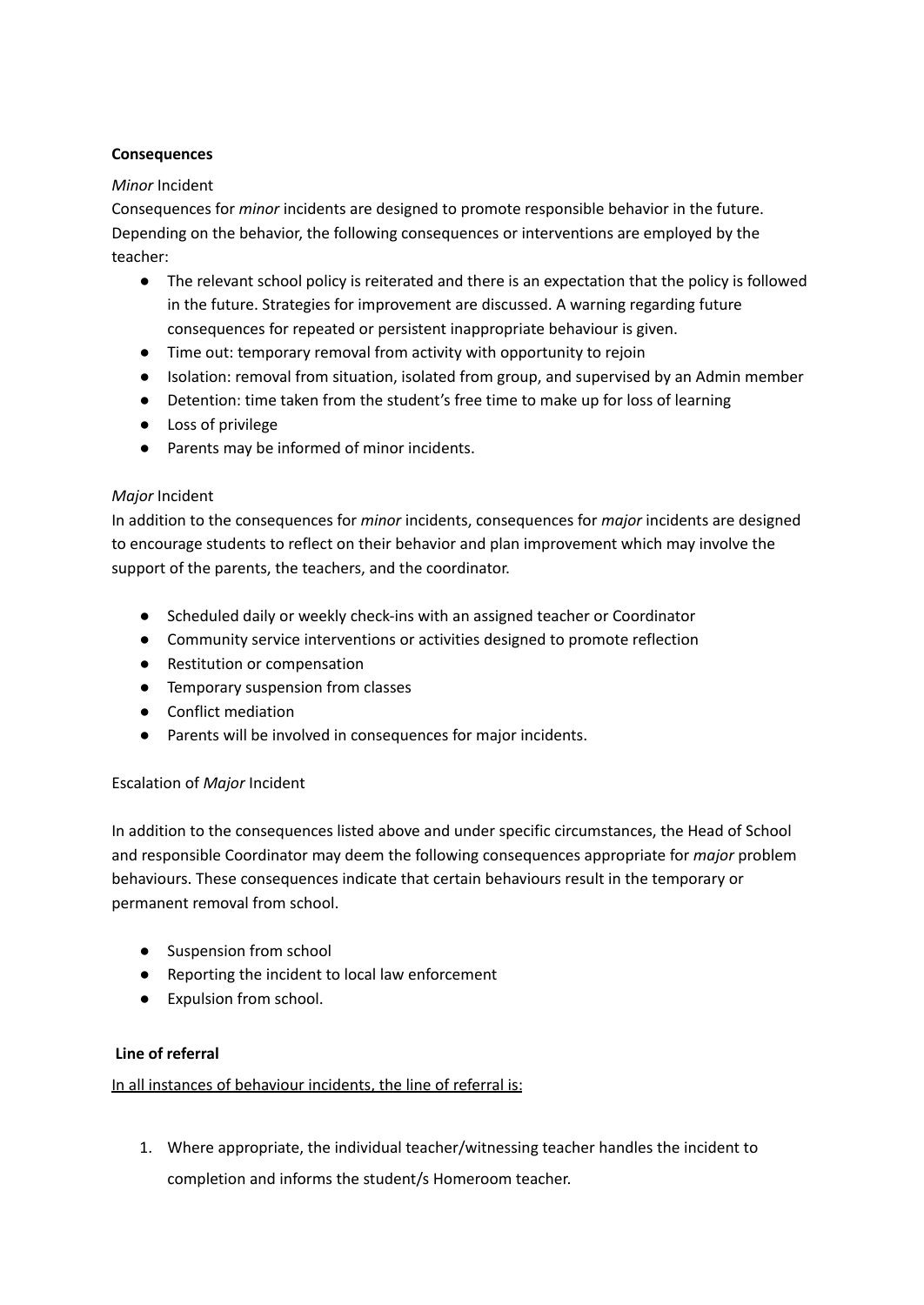**Consequences**

*Minor* Incident

Consequences for *minor* incidents are designed to promote responsible behavior in the future. Depending on the behavior, the following consequences or interventions are employed by the teacher:

- The relevant school policy is reiterated and there is an expectation that the policy is followed in the future. Strategies for improvement are discussed. A warning regarding future consequences for repeated or persistent inappropriate behaviour is given.
- Time out: temporary removal from activity with opportunity to rejoin
- Isolation: removal from situation, isolated from group, and supervised by an Admin member
- Detention: time taken from the student's free time to make up for loss of learning
- Loss of privilege
- Parents may be informed of minor incidents.

*Major* Incident

In addition to the consequences for *minor* incidents, consequences for *major* incidents are designed to encourage students to reflect on their behavior and plan improvement which may involve the support of the parents, the teachers, and the coordinator.

- Scheduled daily or weekly check-ins with an assigned teacher or Coordinator
- Community service interventions or activities designed to promote reflection
- Restitution or compensation
- Temporary suspension from classes
- Conflict mediation
- Parents will be involved in consequences for major incidents.

Escalation of *Major* Incident

In addition to the consequences listed above and under specific circumstances, the Head of School and responsible Coordinator may deem the following consequences appropriate for *major* problem behaviours. These consequences indicate that certain behaviours result in the temporary or permanent removal from school.

- Suspension from school
- Reporting the incident to local law enforcement
- Expulsion from school.

**Line of referral**

<u>In all instances of behaviour incidents, the line of referral is:</u>

1. Where appropriate, the individual teacher/witnessing teacher handles the incident to completion and informs the student/s Homeroom teacher.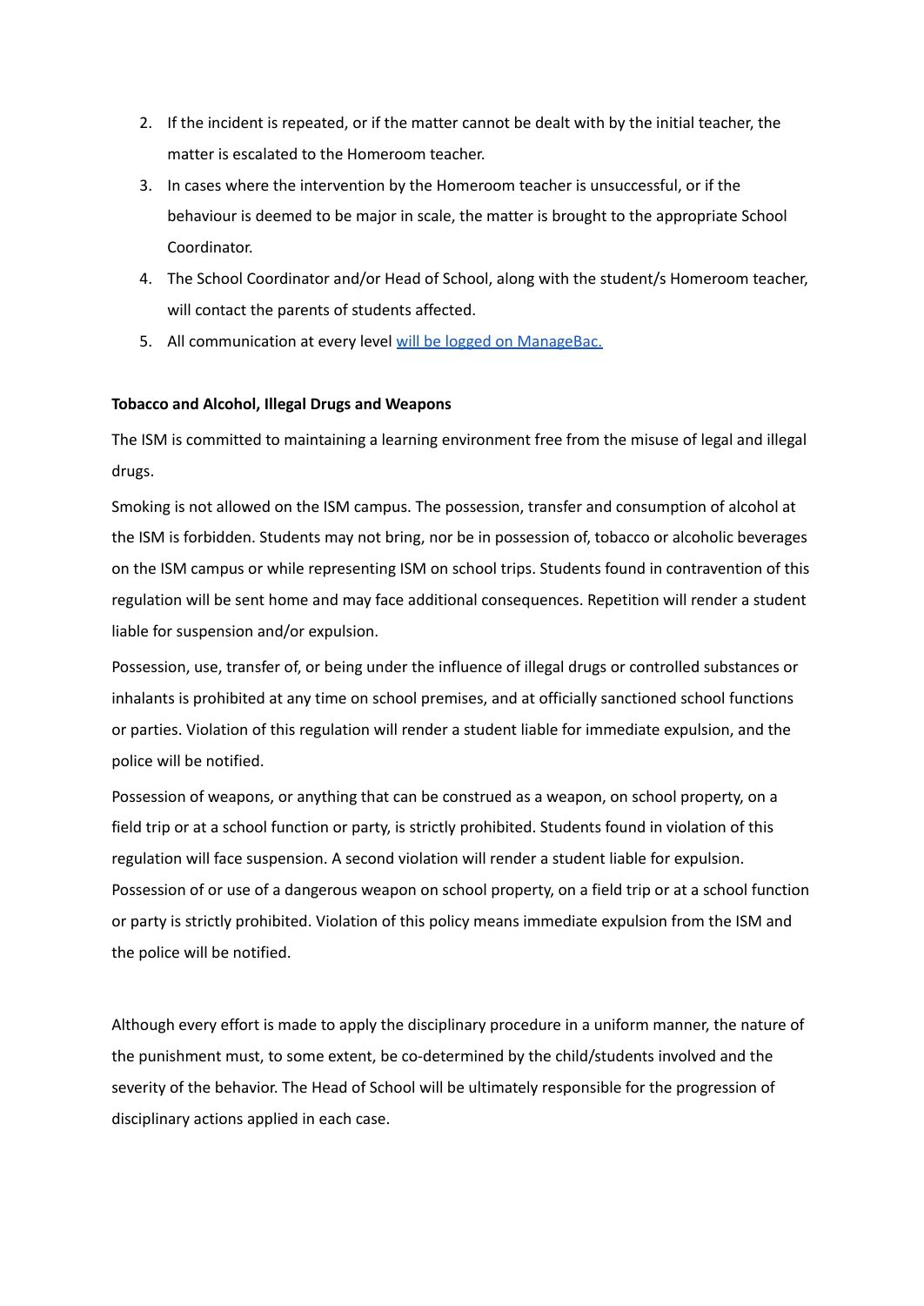2. If the incident is repeated, or if the matter cannot be dealt with by the initial teacher, the matter is escalated to the Homeroom teacher.
3. In cases where the intervention by the Homeroom teacher is unsuccessful, or if the behaviour is deemed to be major in scale, the matter is brought to the appropriate School Coordinator.
4. The School Coordinator and/or Head of School, along with the student/s Homeroom teacher, will contact the parents of students affected.
5. All communication at every level will be logged on ManageBac.

**Tobacco and Alcohol, Illegal Drugs and Weapons**

The ISM is committed to maintaining a learning environment free from the misuse of legal and illegal drugs.

Smoking is not allowed on the ISM campus. The possession, transfer and consumption of alcohol at the ISM is forbidden. Students may not bring, nor be in possession of, tobacco or alcoholic beverages on the ISM campus or while representing ISM on school trips. Students found in contravention of this regulation will be sent home and may face additional consequences. Repetition will render a student liable for suspension and/or expulsion.

Possession, use, transfer of, or being under the influence of illegal drugs or controlled substances or inhalants is prohibited at any time on school premises, and at officially sanctioned school functions or parties. Violation of this regulation will render a student liable for immediate expulsion, and the police will be notified.

Possession of weapons, or anything that can be construed as a weapon, on school property, on a field trip or at a school function or party, is strictly prohibited. Students found in violation of this regulation will face suspension. A second violation will render a student liable for expulsion. Possession of or use of a dangerous weapon on school property, on a field trip or at a school function or party is strictly prohibited. Violation of this policy means immediate expulsion from the ISM and the police will be notified.

Although every effort is made to apply the disciplinary procedure in a uniform manner, the nature of the punishment must, to some extent, be co-determined by the child/students involved and the severity of the behavior. The Head of School will be ultimately responsible for the progression of disciplinary actions applied in each case.